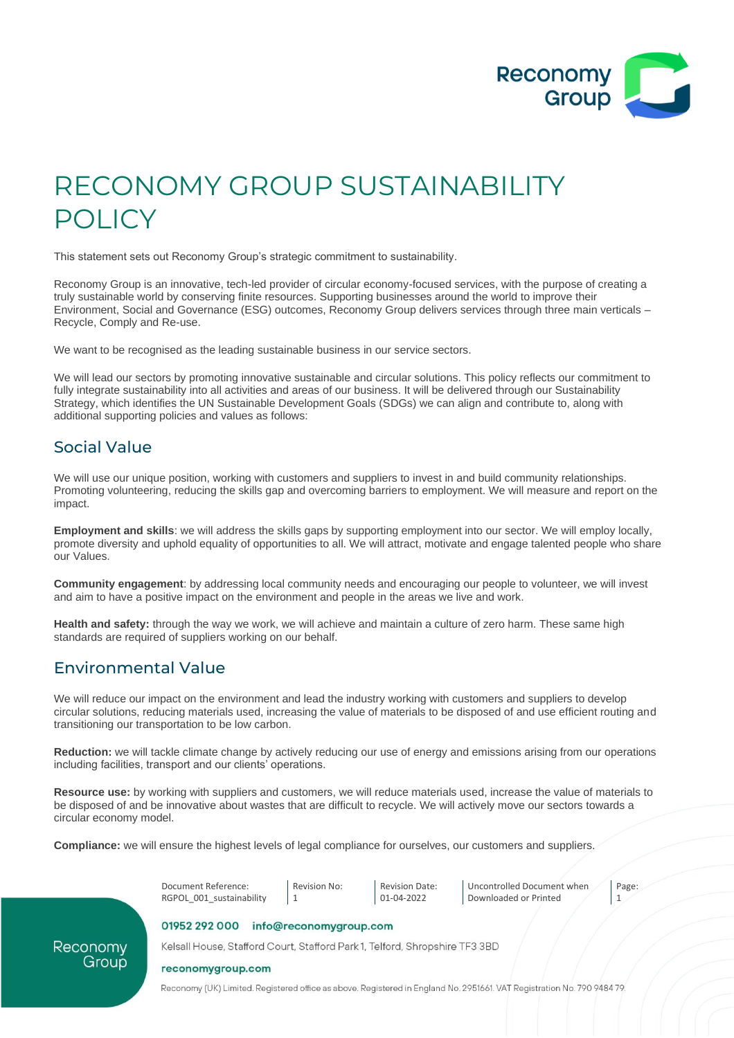# RECONOMY GROUP SUSTAINABILITY POLICY

This statement sets out Reconomy Group's strategic commitment to sustainability.

Reconomy Group is an innovative, tech-led provider of circular economy-focused services, with the purpose of creating a truly sustainable world by conserving finite resources. Supporting businesses around the world to improve their Environment, Social and Governance (ESG) outcomes, Reconomy Group delivers services through three main verticals – Recycle, Comply and Re-use.

We want to be recognised as the leading sustainable business in our service sectors.

We will lead our sectors by promoting innovative sustainable and circular solutions. This policy reflects our commitment to fully integrate sustainability into all activities and areas of our business. It will be delivered through our Sustainability Strategy, which identifies the UN Sustainable Development Goals (SDGs) we can align and contribute to, along with additional supporting policies and values as follows:

## Social Value

We will use our unique position, working with customers and suppliers to invest in and build community relationships. Promoting volunteering, reducing the skills gap and overcoming barriers to employment. We will measure and report on the impact.

**Employment and skills**: we will address the skills gaps by supporting employment into our sector. We will employ locally, promote diversity and uphold equality of opportunities to all. We will attract, motivate and engage talented people who share our Values.

**Community engagement**: by addressing local community needs and encouraging our people to volunteer, we will invest and aim to have a positive impact on the environment and people in the areas we live and work.

**Health and safety:** through the way we work, we will achieve and maintain a culture of zero harm. These same high standards are required of suppliers working on our behalf.

## Environmental Value

We will reduce our impact on the environment and lead the industry working with customers and suppliers to develop circular solutions, reducing materials used, increasing the value of materials to be disposed of and use efficient routing and transitioning our transportation to be low carbon.

**Reduction:** we will tackle climate change by actively reducing our use of energy and emissions arising from our operations including facilities, transport and our clients' operations.

**Resource use:** by working with suppliers and customers, we will reduce materials used, increase the value of materials to be disposed of and be innovative about wastes that are difficult to recycle. We will actively move our sectors towards a circular economy model.

**Compliance:** we will ensure the highest levels of legal compliance for ourselves, our customers and suppliers.

| Document Reference: RGPOL_001_sustainability | Revision No: 1 | Revision Date: 01-04-2022 | Uncontrolled Document when Downloaded or Printed | Page: 1 |
|---|---|---|---|---|

01952 292 000 info@reconomygroup.com

Kelsall House, Stafford Court, Stafford Park 1, Telford, Shropshire TF3 3BD

reconomygroup.com

Reconomy (UK) Limited. Registered office as above. Registered in England No. 2951661. VAT Registration No. 790 9484 79.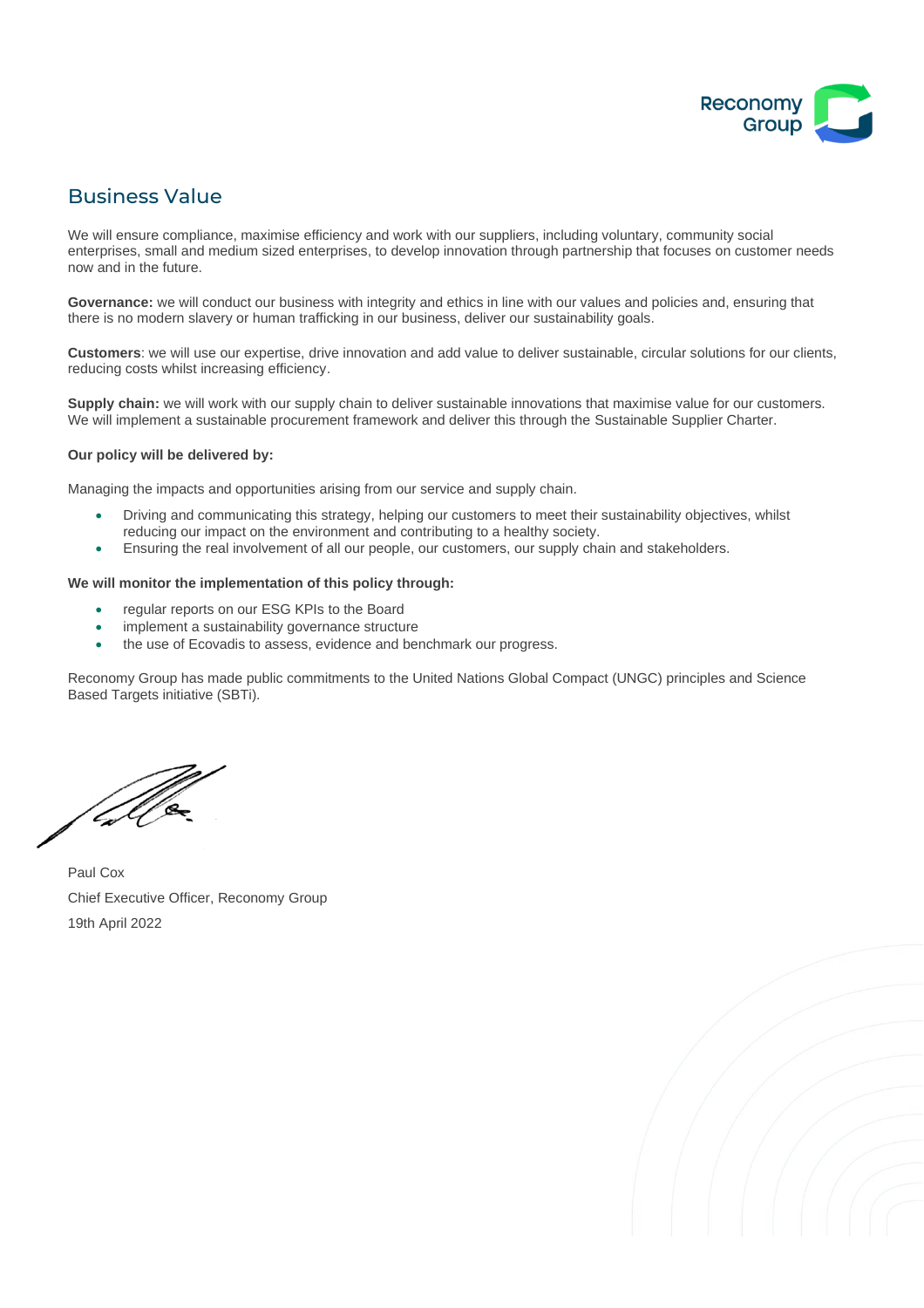## Business Value

We will ensure compliance, maximise efficiency and work with our suppliers, including voluntary, community social enterprises, small and medium sized enterprises, to develop innovation through partnership that focuses on customer needs now and in the future.

**Governance:** we will conduct our business with integrity and ethics in line with our values and policies and, ensuring that there is no modern slavery or human trafficking in our business, deliver our sustainability goals.

**Customers**: we will use our expertise, drive innovation and add value to deliver sustainable, circular solutions for our clients, reducing costs whilst increasing efficiency.

**Supply chain:** we will work with our supply chain to deliver sustainable innovations that maximise value for our customers. We will implement a sustainable procurement framework and deliver this through the Sustainable Supplier Charter.

**Our policy will be delivered by:**

Managing the impacts and opportunities arising from our service and supply chain.

- Driving and communicating this strategy, helping our customers to meet their sustainability objectives, whilst reducing our impact on the environment and contributing to a healthy society.
- Ensuring the real involvement of all our people, our customers, our supply chain and stakeholders.

**We will monitor the implementation of this policy through:**

- regular reports on our ESG KPIs to the Board
- implement a sustainability governance structure
- the use of Ecovadis to assess, evidence and benchmark our progress.

Reconomy Group has made public commitments to the United Nations Global Compact (UNGC) principles and Science Based Targets initiative (SBTi).

Paul Cox
Chief Executive Officer, Reconomy Group
19th April 2022